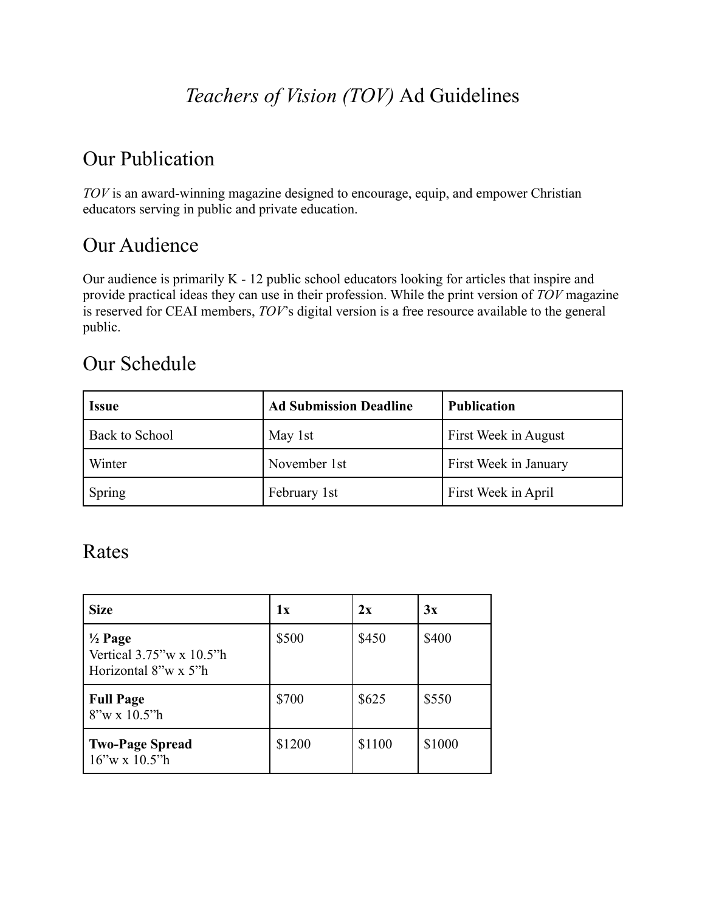# *Teachers of Vision (TOV)* Ad Guidelines

## Our Publication

*TOV* is an award-winning magazine designed to encourage, equip, and empower Christian educators serving in public and private education.

## Our Audience

Our audience is primarily K - 12 public school educators looking for articles that inspire and provide practical ideas they can use in their profession. While the print version of *TOV* magazine is reserved for CEAI members, *TOV*'s digital version is a free resource available to the general public.

## Our Schedule

| **Issue** | **Ad Submission Deadline** | **Publication** |
|---|---|---|
| Back to School | May 1st | First Week in August |
| Winter | November 1st | First Week in January |
| Spring | February 1st | First Week in April |

## Rates

| **Size** | **1x** | **2x** | **3x** |
|---|---|---|---|
| **½ Page**<br>Vertical 3.75"w x 10.5"h<br>Horizontal 8"w x 5"h | $500 | $450 | $400 |
| **Full Page**<br>8"w x 10.5"h | $700 | $625 | $550 |
| **Two-Page Spread**<br>16"w x 10.5"h | $1200 | $1100 | $1000 |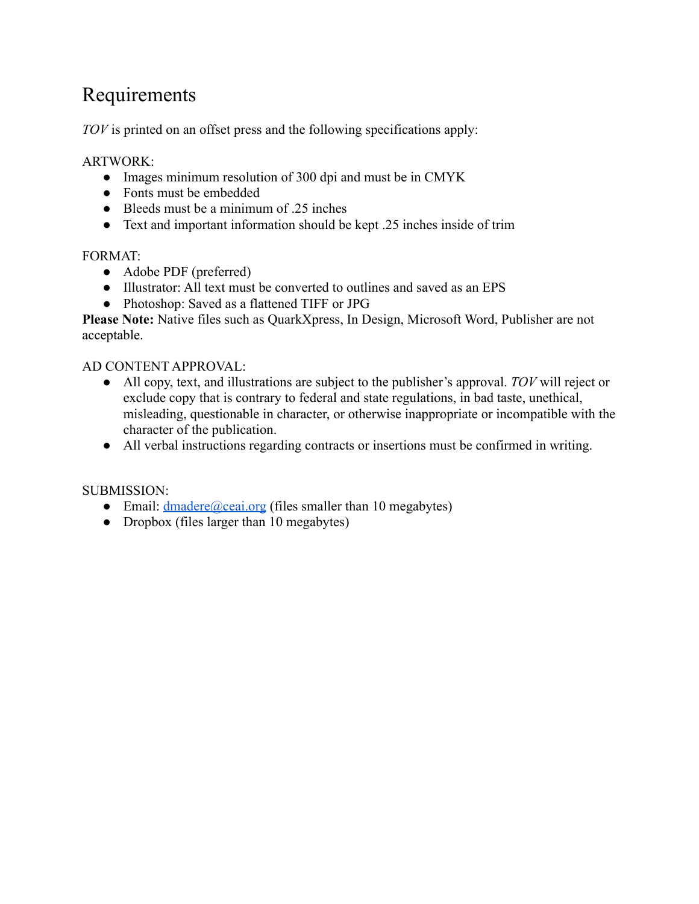# Requirements

*TOV* is printed on an offset press and the following specifications apply:

ARTWORK:

- Images minimum resolution of 300 dpi and must be in CMYK
- Fonts must be embedded
- Bleeds must be a minimum of .25 inches
- Text and important information should be kept .25 inches inside of trim

FORMAT:

- Adobe PDF (preferred)
- Illustrator: All text must be converted to outlines and saved as an EPS
- Photoshop: Saved as a flattened TIFF or JPG

**Please Note:** Native files such as QuarkXpress, In Design, Microsoft Word, Publisher are not acceptable.

AD CONTENT APPROVAL:

- All copy, text, and illustrations are subject to the publisher's approval. *TOV* will reject or exclude copy that is contrary to federal and state regulations, in bad taste, unethical, misleading, questionable in character, or otherwise inappropriate or incompatible with the character of the publication.
- All verbal instructions regarding contracts or insertions must be confirmed in writing.

SUBMISSION:

- Email: dmadere@ceai.org (files smaller than 10 megabytes)
- Dropbox (files larger than 10 megabytes)